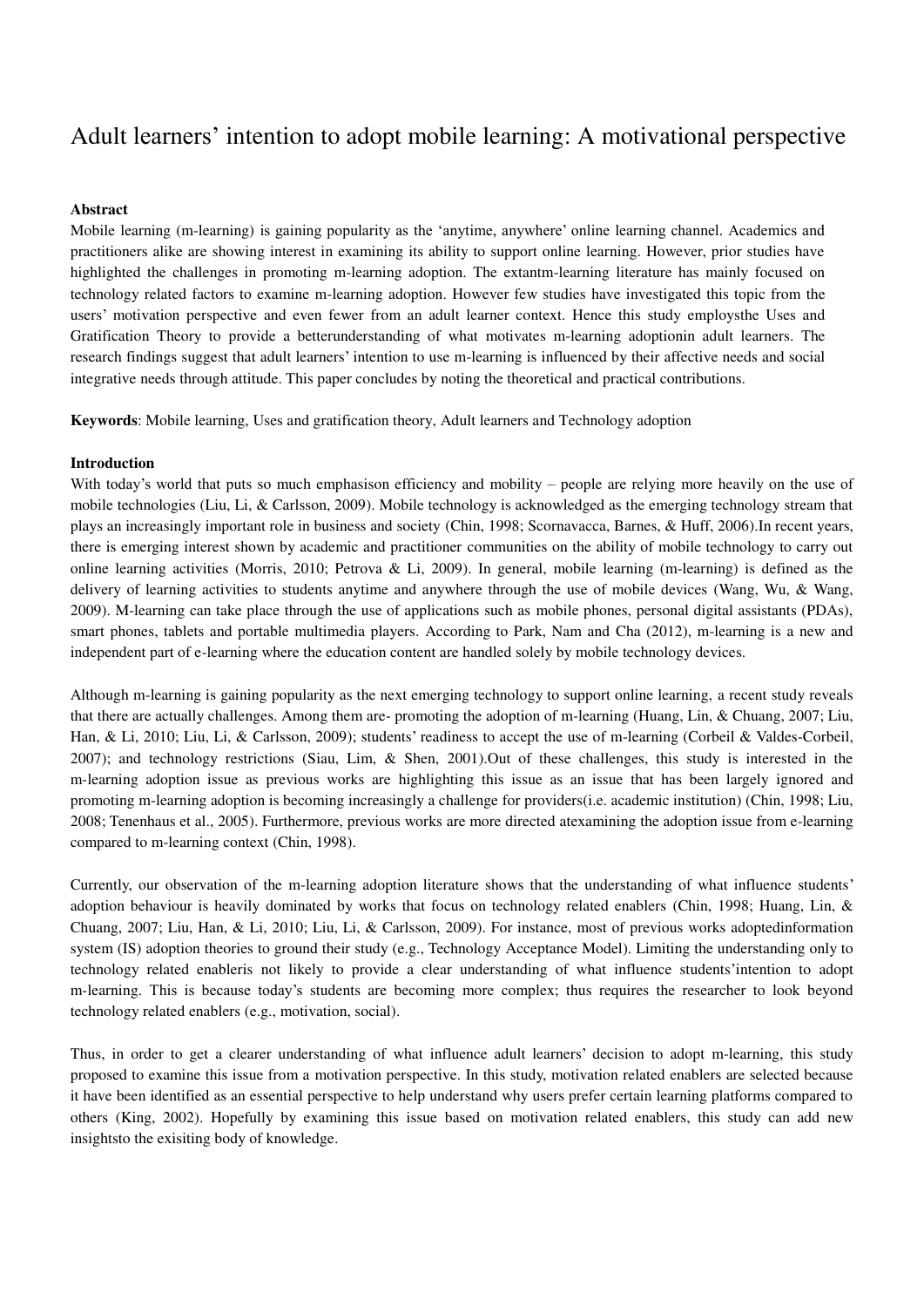# Adult learners' intention to adopt mobile learning: A motivational perspective

**Abstract**

Mobile learning (m-learning) is gaining popularity as the 'anytime, anywhere' online learning channel. Academics and practitioners alike are showing interest in examining its ability to support online learning. However, prior studies have highlighted the challenges in promoting m-learning adoption. The extantm-learning literature has mainly focused on technology related factors to examine m-learning adoption. However few studies have investigated this topic from the users' motivation perspective and even fewer from an adult learner context. Hence this study employsthe Uses and Gratification Theory to provide a betterunderstanding of what motivates m-learning adoptionin adult learners. The research findings suggest that adult learners' intention to use m-learning is influenced by their affective needs and social integrative needs through attitude. This paper concludes by noting the theoretical and practical contributions.

**Keywords**: Mobile learning, Uses and gratification theory, Adult learners and Technology adoption

**Introduction**

With today's world that puts so much emphasison efficiency and mobility – people are relying more heavily on the use of mobile technologies (Liu, Li, & Carlsson, 2009). Mobile technology is acknowledged as the emerging technology stream that plays an increasingly important role in business and society (Chin, 1998; Scornavacca, Barnes, & Huff, 2006).In recent years, there is emerging interest shown by academic and practitioner communities on the ability of mobile technology to carry out online learning activities (Morris, 2010; Petrova & Li, 2009). In general, mobile learning (m-learning) is defined as the delivery of learning activities to students anytime and anywhere through the use of mobile devices (Wang, Wu, & Wang, 2009). M-learning can take place through the use of applications such as mobile phones, personal digital assistants (PDAs), smart phones, tablets and portable multimedia players. According to Park, Nam and Cha (2012), m-learning is a new and independent part of e-learning where the education content are handled solely by mobile technology devices.

Although m-learning is gaining popularity as the next emerging technology to support online learning, a recent study reveals that there are actually challenges. Among them are- promoting the adoption of m-learning (Huang, Lin, & Chuang, 2007; Liu, Han, & Li, 2010; Liu, Li, & Carlsson, 2009); students' readiness to accept the use of m-learning (Corbeil & Valdes-Corbeil, 2007); and technology restrictions (Siau, Lim, & Shen, 2001).Out of these challenges, this study is interested in the m-learning adoption issue as previous works are highlighting this issue as an issue that has been largely ignored and promoting m-learning adoption is becoming increasingly a challenge for providers(i.e. academic institution) (Chin, 1998; Liu, 2008; Tenenhaus et al., 2005). Furthermore, previous works are more directed atexamining the adoption issue from e-learning compared to m-learning context (Chin, 1998).

Currently, our observation of the m-learning adoption literature shows that the understanding of what influence students' adoption behaviour is heavily dominated by works that focus on technology related enablers (Chin, 1998; Huang, Lin, & Chuang, 2007; Liu, Han, & Li, 2010; Liu, Li, & Carlsson, 2009). For instance, most of previous works adoptedinformation system (IS) adoption theories to ground their study (e.g., Technology Acceptance Model). Limiting the understanding only to technology related enableris not likely to provide a clear understanding of what influence students'intention to adopt m-learning. This is because today's students are becoming more complex; thus requires the researcher to look beyond technology related enablers (e.g., motivation, social).

Thus, in order to get a clearer understanding of what influence adult learners' decision to adopt m-learning, this study proposed to examine this issue from a motivation perspective. In this study, motivation related enablers are selected because it have been identified as an essential perspective to help understand why users prefer certain learning platforms compared to others (King, 2002). Hopefully by examining this issue based on motivation related enablers, this study can add new insightsto the exisiting body of knowledge.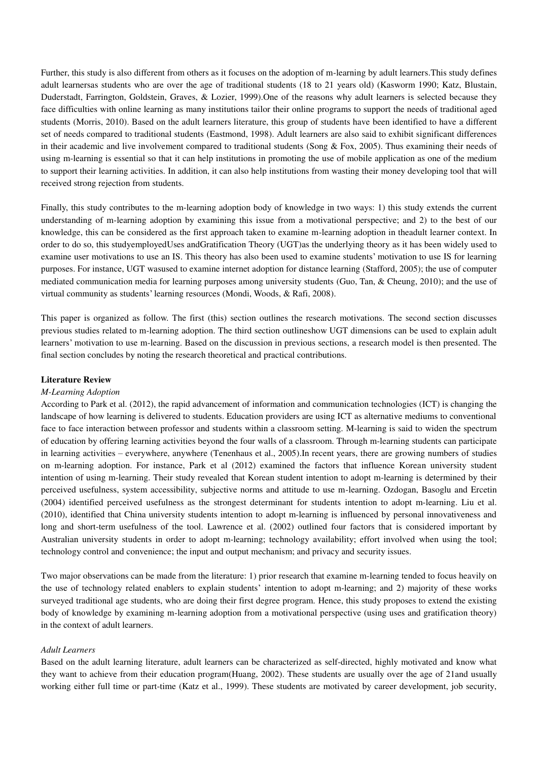Further, this study is also different from others as it focuses on the adoption of m-learning by adult learners.This study defines adult learnersas students who are over the age of traditional students (18 to 21 years old) (Kasworm 1990; Katz, Blustain, Duderstadt, Farrington, Goldstein, Graves, & Lozier, 1999).One of the reasons why adult learners is selected because they face difficulties with online learning as many institutions tailor their online programs to support the needs of traditional aged students (Morris, 2010). Based on the adult learners literature, this group of students have been identified to have a different set of needs compared to traditional students (Eastmond, 1998). Adult learners are also said to exhibit significant differences in their academic and live involvement compared to traditional students (Song & Fox, 2005). Thus examining their needs of using m-learning is essential so that it can help institutions in promoting the use of mobile application as one of the medium to support their learning activities. In addition, it can also help institutions from wasting their money developing tool that will received strong rejection from students.

Finally, this study contributes to the m-learning adoption body of knowledge in two ways: 1) this study extends the current understanding of m-learning adoption by examining this issue from a motivational perspective; and 2) to the best of our knowledge, this can be considered as the first approach taken to examine m-learning adoption in theadult learner context. In order to do so, this studyemployedUses andGratification Theory (UGT)as the underlying theory as it has been widely used to examine user motivations to use an IS. This theory has also been used to examine students' motivation to use IS for learning purposes. For instance, UGT wasused to examine internet adoption for distance learning (Stafford, 2005); the use of computer mediated communication media for learning purposes among university students (Guo, Tan, & Cheung, 2010); and the use of virtual community as students' learning resources (Mondi, Woods, & Rafi, 2008).

This paper is organized as follow. The first (this) section outlines the research motivations. The second section discusses previous studies related to m-learning adoption. The third section outlineshow UGT dimensions can be used to explain adult learners' motivation to use m-learning. Based on the discussion in previous sections, a research model is then presented. The final section concludes by noting the research theoretical and practical contributions.

## Literature Review

### *M-Learning Adoption*

According to Park et al. (2012), the rapid advancement of information and communication technologies (ICT) is changing the landscape of how learning is delivered to students. Education providers are using ICT as alternative mediums to conventional face to face interaction between professor and students within a classroom setting. M-learning is said to widen the spectrum of education by offering learning activities beyond the four walls of a classroom. Through m-learning students can participate in learning activities – everywhere, anywhere (Tenenhaus et al., 2005).In recent years, there are growing numbers of studies on m-learning adoption. For instance, Park et al (2012) examined the factors that influence Korean university student intention of using m-learning. Their study revealed that Korean student intention to adopt m-learning is determined by their perceived usefulness, system accessibility, subjective norms and attitude to use m-learning. Ozdogan, Basoglu and Ercetin (2004) identified perceived usefulness as the strongest determinant for students intention to adopt m-learning. Liu et al. (2010), identified that China university students intention to adopt m-learning is influenced by personal innovativeness and long and short-term usefulness of the tool. Lawrence et al. (2002) outlined four factors that is considered important by Australian university students in order to adopt m-learning; technology availability; effort involved when using the tool; technology control and convenience; the input and output mechanism; and privacy and security issues.

Two major observations can be made from the literature: 1) prior research that examine m-learning tended to focus heavily on the use of technology related enablers to explain students' intention to adopt m-learning; and 2) majority of these works surveyed traditional age students, who are doing their first degree program. Hence, this study proposes to extend the existing body of knowledge by examining m-learning adoption from a motivational perspective (using uses and gratification theory) in the context of adult learners.

### *Adult Learners*

Based on the adult learning literature, adult learners can be characterized as self-directed, highly motivated and know what they want to achieve from their education program(Huang, 2002). These students are usually over the age of 21and usually working either full time or part-time (Katz et al., 1999). These students are motivated by career development, job security,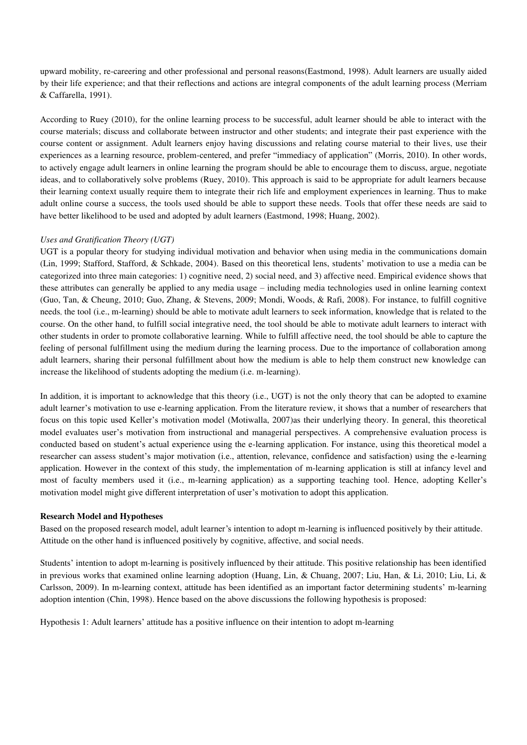upward mobility, re-careering and other professional and personal reasons(Eastmond, 1998). Adult learners are usually aided by their life experience; and that their reflections and actions are integral components of the adult learning process (Merriam & Caffarella, 1991).

According to Ruey (2010), for the online learning process to be successful, adult learner should be able to interact with the course materials; discuss and collaborate between instructor and other students; and integrate their past experience with the course content or assignment. Adult learners enjoy having discussions and relating course material to their lives, use their experiences as a learning resource, problem-centered, and prefer "immediacy of application" (Morris, 2010). In other words, to actively engage adult learners in online learning the program should be able to encourage them to discuss, argue, negotiate ideas, and to collaboratively solve problems (Ruey, 2010). This approach is said to be appropriate for adult learners because their learning context usually require them to integrate their rich life and employment experiences in learning. Thus to make adult online course a success, the tools used should be able to support these needs. Tools that offer these needs are said to have better likelihood to be used and adopted by adult learners (Eastmond, 1998; Huang, 2002).

*Uses and Gratification Theory (UGT)*

UGT is a popular theory for studying individual motivation and behavior when using media in the communications domain (Lin, 1999; Stafford, Stafford, & Schkade, 2004). Based on this theoretical lens, students' motivation to use a media can be categorized into three main categories: 1) cognitive need, 2) social need, and 3) affective need. Empirical evidence shows that these attributes can generally be applied to any media usage – including media technologies used in online learning context (Guo, Tan, & Cheung, 2010; Guo, Zhang, & Stevens, 2009; Mondi, Woods, & Rafi, 2008). For instance, to fulfill cognitive needs, the tool (i.e., m-learning) should be able to motivate adult learners to seek information, knowledge that is related to the course. On the other hand, to fulfill social integrative need, the tool should be able to motivate adult learners to interact with other students in order to promote collaborative learning. While to fulfill affective need, the tool should be able to capture the feeling of personal fulfillment using the medium during the learning process. Due to the importance of collaboration among adult learners, sharing their personal fulfillment about how the medium is able to help them construct new knowledge can increase the likelihood of students adopting the medium (i.e. m-learning).

In addition, it is important to acknowledge that this theory (i.e., UGT) is not the only theory that can be adopted to examine adult learner's motivation to use e-learning application. From the literature review, it shows that a number of researchers that focus on this topic used Keller's motivation model (Motiwalla, 2007)as their underlying theory. In general, this theoretical model evaluates user's motivation from instructional and managerial perspectives. A comprehensive evaluation process is conducted based on student's actual experience using the e-learning application. For instance, using this theoretical model a researcher can assess student's major motivation (i.e., attention, relevance, confidence and satisfaction) using the e-learning application. However in the context of this study, the implementation of m-learning application is still at infancy level and most of faculty members used it (i.e., m-learning application) as a supporting teaching tool. Hence, adopting Keller's motivation model might give different interpretation of user's motivation to adopt this application.

**Research Model and Hypotheses**

Based on the proposed research model, adult learner's intention to adopt m-learning is influenced positively by their attitude. Attitude on the other hand is influenced positively by cognitive, affective, and social needs.

Students' intention to adopt m-learning is positively influenced by their attitude. This positive relationship has been identified in previous works that examined online learning adoption (Huang, Lin, & Chuang, 2007; Liu, Han, & Li, 2010; Liu, Li, & Carlsson, 2009). In m-learning context, attitude has been identified as an important factor determining students' m-learning adoption intention (Chin, 1998). Hence based on the above discussions the following hypothesis is proposed:

Hypothesis 1: Adult learners' attitude has a positive influence on their intention to adopt m-learning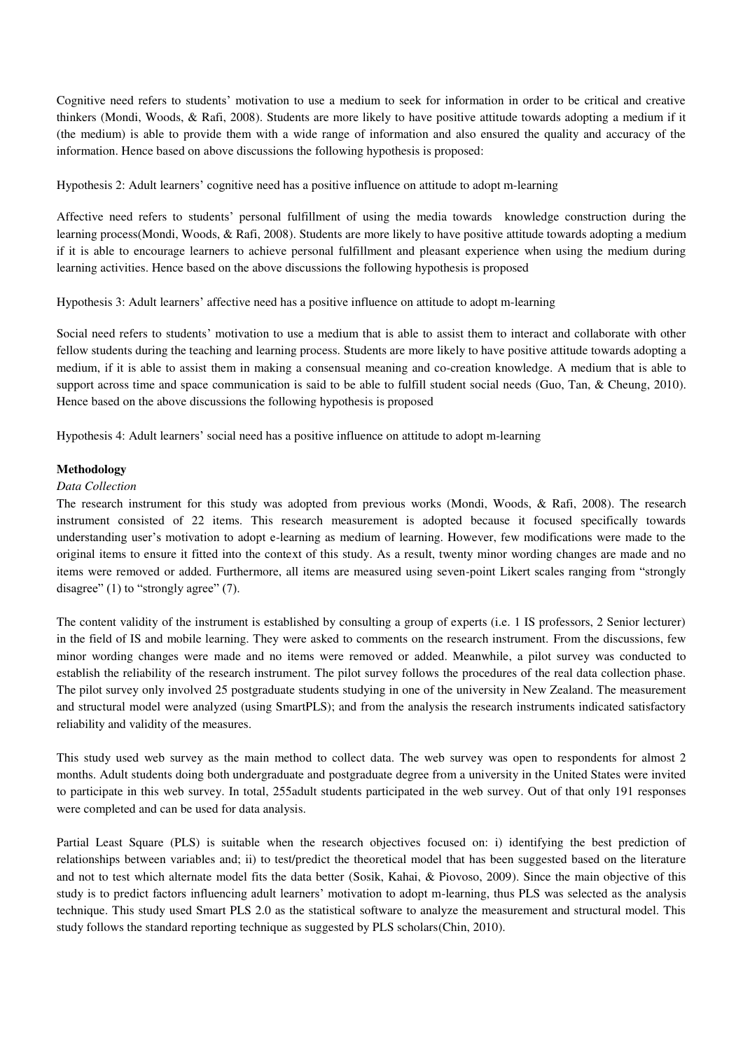Cognitive need refers to students' motivation to use a medium to seek for information in order to be critical and creative thinkers (Mondi, Woods, & Rafi, 2008). Students are more likely to have positive attitude towards adopting a medium if it (the medium) is able to provide them with a wide range of information and also ensured the quality and accuracy of the information. Hence based on above discussions the following hypothesis is proposed:

Hypothesis 2: Adult learners' cognitive need has a positive influence on attitude to adopt m-learning

Affective need refers to students' personal fulfillment of using the media towards knowledge construction during the learning process(Mondi, Woods, & Rafi, 2008). Students are more likely to have positive attitude towards adopting a medium if it is able to encourage learners to achieve personal fulfillment and pleasant experience when using the medium during learning activities. Hence based on the above discussions the following hypothesis is proposed

Hypothesis 3: Adult learners' affective need has a positive influence on attitude to adopt m-learning

Social need refers to students' motivation to use a medium that is able to assist them to interact and collaborate with other fellow students during the teaching and learning process. Students are more likely to have positive attitude towards adopting a medium, if it is able to assist them in making a consensual meaning and co-creation knowledge. A medium that is able to support across time and space communication is said to be able to fulfill student social needs (Guo, Tan, & Cheung, 2010). Hence based on the above discussions the following hypothesis is proposed

Hypothesis 4: Adult learners' social need has a positive influence on attitude to adopt m-learning

**Methodology**

*Data Collection*

The research instrument for this study was adopted from previous works (Mondi, Woods, & Rafi, 2008). The research instrument consisted of 22 items. This research measurement is adopted because it focused specifically towards understanding user's motivation to adopt e-learning as medium of learning. However, few modifications were made to the original items to ensure it fitted into the context of this study. As a result, twenty minor wording changes are made and no items were removed or added. Furthermore, all items are measured using seven-point Likert scales ranging from "strongly disagree" (1) to "strongly agree" (7).

The content validity of the instrument is established by consulting a group of experts (i.e. 1 IS professors, 2 Senior lecturer) in the field of IS and mobile learning. They were asked to comments on the research instrument. From the discussions, few minor wording changes were made and no items were removed or added. Meanwhile, a pilot survey was conducted to establish the reliability of the research instrument. The pilot survey follows the procedures of the real data collection phase. The pilot survey only involved 25 postgraduate students studying in one of the university in New Zealand. The measurement and structural model were analyzed (using SmartPLS); and from the analysis the research instruments indicated satisfactory reliability and validity of the measures.

This study used web survey as the main method to collect data. The web survey was open to respondents for almost 2 months. Adult students doing both undergraduate and postgraduate degree from a university in the United States were invited to participate in this web survey. In total, 255adult students participated in the web survey. Out of that only 191 responses were completed and can be used for data analysis.

Partial Least Square (PLS) is suitable when the research objectives focused on: i) identifying the best prediction of relationships between variables and; ii) to test/predict the theoretical model that has been suggested based on the literature and not to test which alternate model fits the data better (Sosik, Kahai, & Piovoso, 2009). Since the main objective of this study is to predict factors influencing adult learners' motivation to adopt m-learning, thus PLS was selected as the analysis technique. This study used Smart PLS 2.0 as the statistical software to analyze the measurement and structural model. This study follows the standard reporting technique as suggested by PLS scholars(Chin, 2010).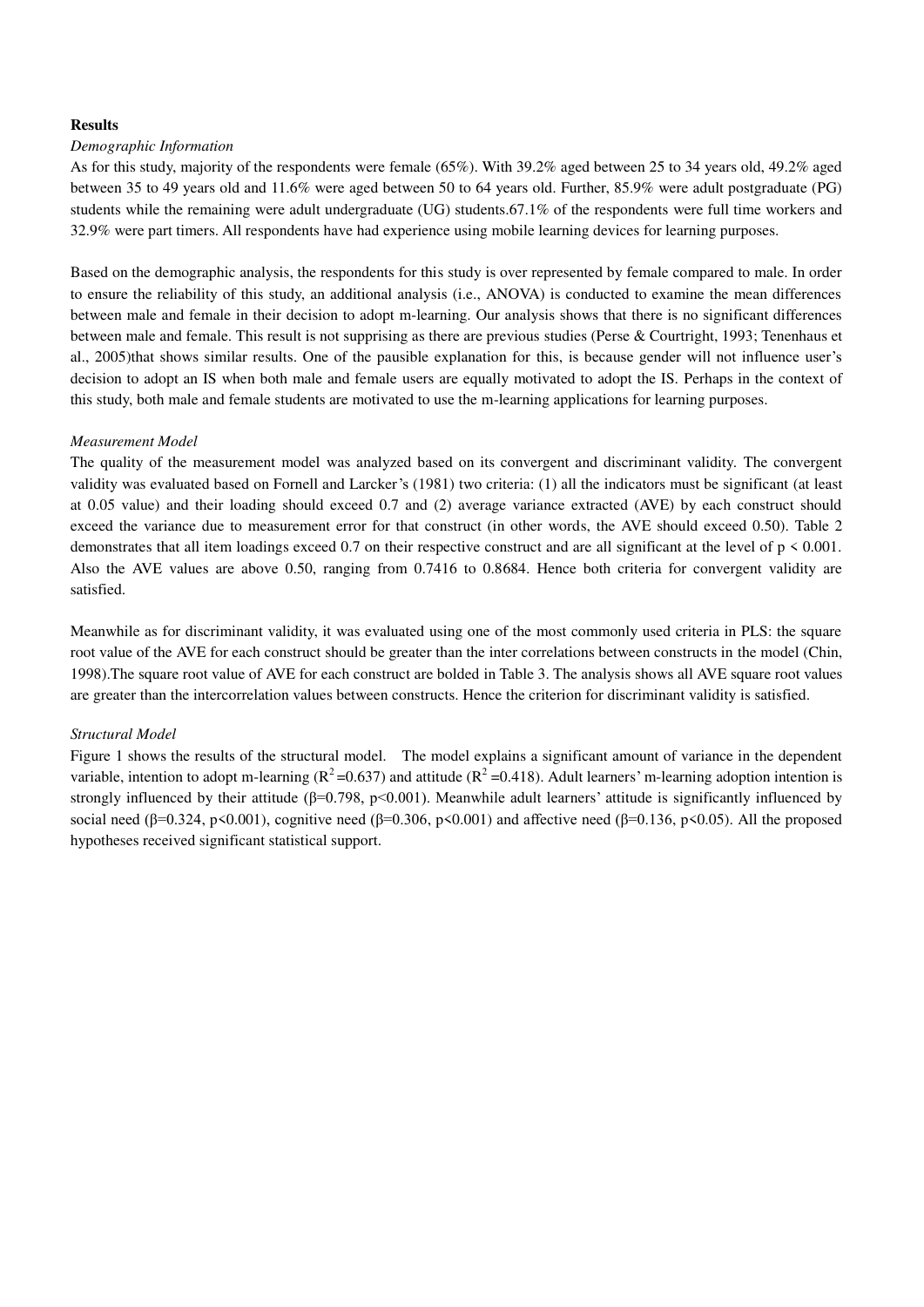**Results**

*Demographic Information*

As for this study, majority of the respondents were female (65%). With 39.2% aged between 25 to 34 years old, 49.2% aged between 35 to 49 years old and 11.6% were aged between 50 to 64 years old. Further, 85.9% were adult postgraduate (PG) students while the remaining were adult undergraduate (UG) students.67.1% of the respondents were full time workers and 32.9% were part timers. All respondents have had experience using mobile learning devices for learning purposes.

Based on the demographic analysis, the respondents for this study is over represented by female compared to male. In order to ensure the reliability of this study, an additional analysis (i.e., ANOVA) is conducted to examine the mean differences between male and female in their decision to adopt m-learning. Our analysis shows that there is no significant differences between male and female. This result is not supprising as there are previous studies (Perse & Courtright, 1993; Tenenhaus et al., 2005)that shows similar results. One of the pausible explanation for this, is because gender will not influence user's decision to adopt an IS when both male and female users are equally motivated to adopt the IS. Perhaps in the context of this study, both male and female students are motivated to use the m-learning applications for learning purposes.

*Measurement Model*

The quality of the measurement model was analyzed based on its convergent and discriminant validity. The convergent validity was evaluated based on Fornell and Larcker's (1981) two criteria: (1) all the indicators must be significant (at least at 0.05 value) and their loading should exceed 0.7 and (2) average variance extracted (AVE) by each construct should exceed the variance due to measurement error for that construct (in other words, the AVE should exceed 0.50). Table 2 demonstrates that all item loadings exceed 0.7 on their respective construct and are all significant at the level of $p < 0.001$. Also the AVE values are above 0.50, ranging from 0.7416 to 0.8684. Hence both criteria for convergent validity are satisfied.

Meanwhile as for discriminant validity, it was evaluated using one of the most commonly used criteria in PLS: the square root value of the AVE for each construct should be greater than the inter correlations between constructs in the model (Chin, 1998).The square root value of AVE for each construct are bolded in Table 3. The analysis shows all AVE square root values are greater than the intercorrelation values between constructs. Hence the criterion for discriminant validity is satisfied.

*Structural Model*

Figure 1 shows the results of the structural model. The model explains a significant amount of variance in the dependent variable, intention to adopt m-learning ($R^2$=0.637) and attitude ($R^2$=0.418). Adult learners' m-learning adoption intention is strongly influenced by their attitude ($\beta$=0.798, $p<0.001$). Meanwhile adult learners' attitude is significantly influenced by social need ($\beta$=0.324, $p<0.001$), cognitive need ($\beta$=0.306, $p<0.001$) and affective need ($\beta$=0.136, $p<0.05$). All the proposed hypotheses received significant statistical support.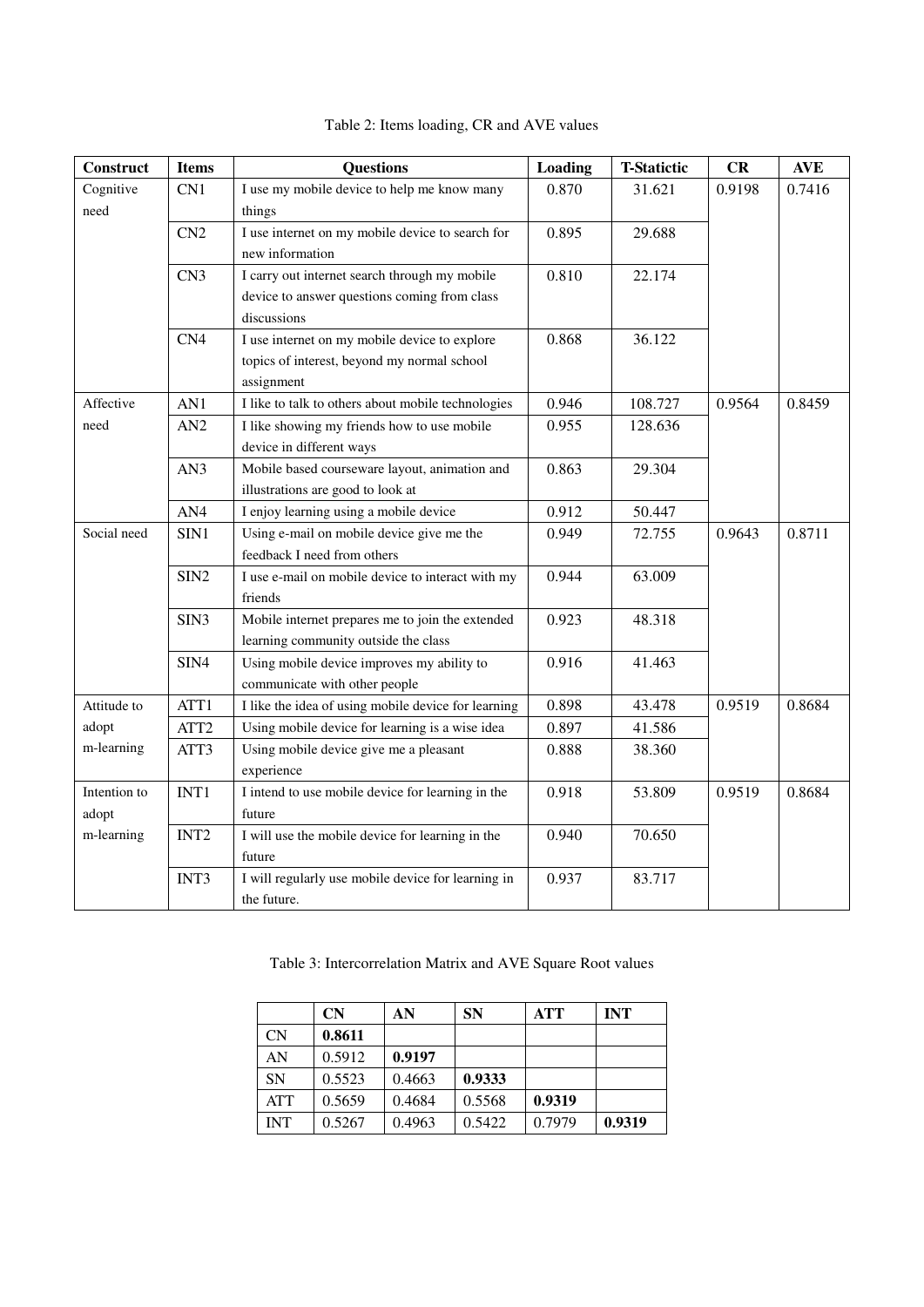Table 2: Items loading, CR and AVE values

| Construct | Items | Questions | Loading | T-Statictic | CR | AVE |
|---|---|---|---|---|---|---|
| Cognitive need | CN1 | I use my mobile device to help me know many things | 0.870 | 31.621 | 0.9198 | 0.7416 |
| | CN2 | I use internet on my mobile device to search for new information | 0.895 | 29.688 | | |
| | CN3 | I carry out internet search through my mobile device to answer questions coming from class discussions | 0.810 | 22.174 | | |
| | CN4 | I use internet on my mobile device to explore topics of interest, beyond my normal school assignment | 0.868 | 36.122 | | |
| Affective need | AN1 | I like to talk to others about mobile technologies | 0.946 | 108.727 | 0.9564 | 0.8459 |
| | AN2 | I like showing my friends how to use mobile device in different ways | 0.955 | 128.636 | | |
| | AN3 | Mobile based courseware layout, animation and illustrations are good to look at | 0.863 | 29.304 | | |
| | AN4 | I enjoy learning using a mobile device | 0.912 | 50.447 | | |
| Social need | SIN1 | Using e-mail on mobile device give me the feedback I need from others | 0.949 | 72.755 | 0.9643 | 0.8711 |
| | SIN2 | I use e-mail on mobile device to interact with my friends | 0.944 | 63.009 | | |
| | SIN3 | Mobile internet prepares me to join the extended learning community outside the class | 0.923 | 48.318 | | |
| | SIN4 | Using mobile device improves my ability to communicate with other people | 0.916 | 41.463 | | |
| Attitude to adopt m-learning | ATT1 | I like the idea of using mobile device for learning | 0.898 | 43.478 | 0.9519 | 0.8684 |
| | ATT2 | Using mobile device for learning is a wise idea | 0.897 | 41.586 | | |
| | ATT3 | Using mobile device give me a pleasant experience | 0.888 | 38.360 | | |
| Intention to adopt m-learning | INT1 | I intend to use mobile device for learning in the future | 0.918 | 53.809 | 0.9519 | 0.8684 |
| | INT2 | I will use the mobile device for learning in the future | 0.940 | 70.650 | | |
| | INT3 | I will regularly use mobile device for learning in the future. | 0.937 | 83.717 | | |

Table 3: Intercorrelation Matrix and AVE Square Root values

| | CN | AN | SN | ATT | INT |
|---|---|---|---|---|---|
| CN | **0.8611** | | | | |
| AN | 0.5912 | **0.9197** | | | |
| SN | 0.5523 | 0.4663 | **0.9333** | | |
| ATT | 0.5659 | 0.4684 | 0.5568 | **0.9319** | |
| INT | 0.5267 | 0.4963 | 0.5422 | 0.7979 | **0.9319** |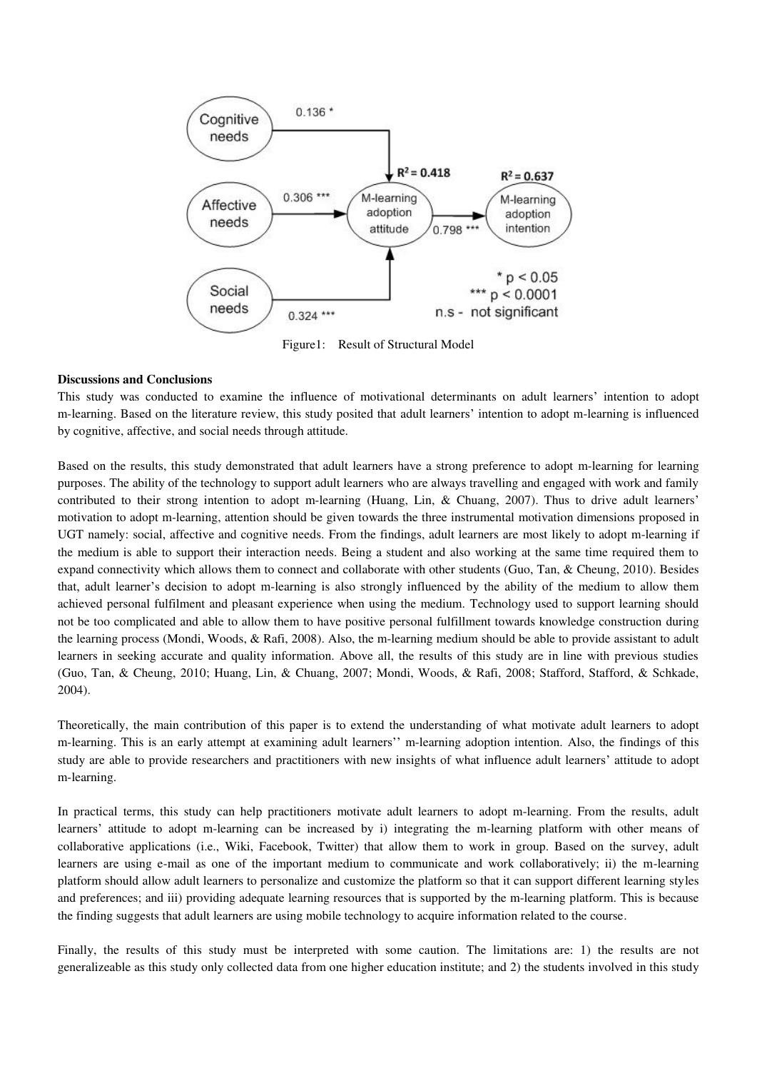Figure1: Result of Structural Model

**Discussions and Conclusions**

This study was conducted to examine the influence of motivational determinants on adult learners' intention to adopt m-learning. Based on the literature review, this study posited that adult learners' intention to adopt m-learning is influenced by cognitive, affective, and social needs through attitude.

Based on the results, this study demonstrated that adult learners have a strong preference to adopt m-learning for learning purposes. The ability of the technology to support adult learners who are always travelling and engaged with work and family contributed to their strong intention to adopt m-learning (Huang, Lin, & Chuang, 2007). Thus to drive adult learners' motivation to adopt m-learning, attention should be given towards the three instrumental motivation dimensions proposed in UGT namely: social, affective and cognitive needs. From the findings, adult learners are most likely to adopt m-learning if the medium is able to support their interaction needs. Being a student and also working at the same time required them to expand connectivity which allows them to connect and collaborate with other students (Guo, Tan, & Cheung, 2010). Besides that, adult learner's decision to adopt m-learning is also strongly influenced by the ability of the medium to allow them achieved personal fulfilment and pleasant experience when using the medium. Technology used to support learning should not be too complicated and able to allow them to have positive personal fulfillment towards knowledge construction during the learning process (Mondi, Woods, & Rafi, 2008). Also, the m-learning medium should be able to provide assistant to adult learners in seeking accurate and quality information. Above all, the results of this study are in line with previous studies (Guo, Tan, & Cheung, 2010; Huang, Lin, & Chuang, 2007; Mondi, Woods, & Rafi, 2008; Stafford, Stafford, & Schkade, 2004).

Theoretically, the main contribution of this paper is to extend the understanding of what motivate adult learners to adopt m-learning. This is an early attempt at examining adult learners'' m-learning adoption intention. Also, the findings of this study are able to provide researchers and practitioners with new insights of what influence adult learners' attitude to adopt m-learning.

In practical terms, this study can help practitioners motivate adult learners to adopt m-learning. From the results, adult learners' attitude to adopt m-learning can be increased by i) integrating the m-learning platform with other means of collaborative applications (i.e., Wiki, Facebook, Twitter) that allow them to work in group. Based on the survey, adult learners are using e-mail as one of the important medium to communicate and work collaboratively; ii) the m-learning platform should allow adult learners to personalize and customize the platform so that it can support different learning styles and preferences; and iii) providing adequate learning resources that is supported by the m-learning platform. This is because the finding suggests that adult learners are using mobile technology to acquire information related to the course.

Finally, the results of this study must be interpreted with some caution. The limitations are: 1) the results are not generalizeable as this study only collected data from one higher education institute; and 2) the students involved in this study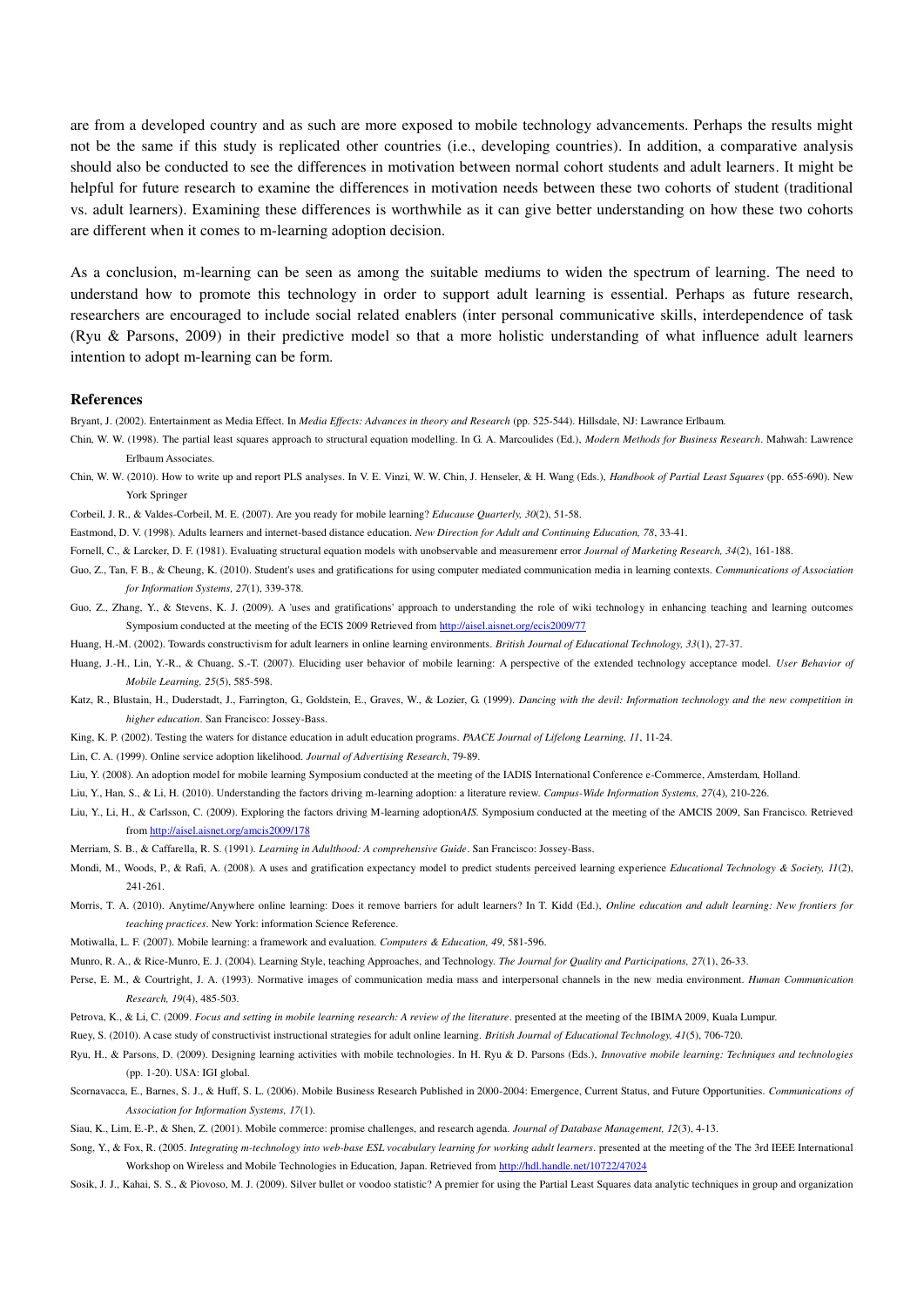are from a developed country and as such are more exposed to mobile technology advancements. Perhaps the results might not be the same if this study is replicated other countries (i.e., developing countries). In addition, a comparative analysis should also be conducted to see the differences in motivation between normal cohort students and adult learners. It might be helpful for future research to examine the differences in motivation needs between these two cohorts of student (traditional vs. adult learners). Examining these differences is worthwhile as it can give better understanding on how these two cohorts are different when it comes to m-learning adoption decision.

As a conclusion, m-learning can be seen as among the suitable mediums to widen the spectrum of learning. The need to understand how to promote this technology in order to support adult learning is essential. Perhaps as future research, researchers are encouraged to include social related enablers (inter personal communicative skills, interdependence of task (Ryu & Parsons, 2009) in their predictive model so that a more holistic understanding of what influence adult learners intention to adopt m-learning can be form.

## References

Bryant, J. (2002). Entertainment as Media Effect. In *Media Effects: Advances in theory and Research* (pp. 525-544). Hillsdale, NJ: Lawrance Erlbaum.

Chin, W. W. (1998). The partial least squares approach to structural equation modelling. In G. A. Marcoulides (Ed.), *Modern Methods for Business Research*. Mahwah: Lawrence Erlbaum Associates.

Chin, W. W. (2010). How to write up and report PLS analyses. In V. E. Vinzi, W. W. Chin, J. Henseler, & H. Wang (Eds.), *Handbook of Partial Least Squares* (pp. 655-690). New York Springer

Corbeil, J. R., & Valdes-Corbeil, M. E. (2007). Are you ready for mobile learning? *Educause Quarterly, 30*(2), 51-58.

Eastmond, D. V. (1998). Adults learners and internet-based distance education. *New Direction for Adult and Continuing Education, 78*, 33-41.

Fornell, C., & Larcker, D. F. (1981). Evaluating structural equation models with unobservable and measuremenr error *Journal of Marketing Research, 34*(2), 161-188.

Guo, Z., Tan, F. B., & Cheung, K. (2010). Student's uses and gratifications for using computer mediated communication media in learning contexts. *Communications of Association for Information Systems, 27*(1), 339-378.

Guo, Z., Zhang, Y., & Stevens, K. J. (2009). A 'uses and gratifications' approach to understanding the role of wiki technology in enhancing teaching and learning outcomes Symposium conducted at the meeting of the ECIS 2009 Retrieved from http://aisel.aisnet.org/ecis2009/77

Huang, H.-M. (2002). Towards constructivism for adult learners in online learning environments. *British Journal of Educational Technology, 33*(1), 27-37.

Huang, J.-H., Lin, Y.-R., & Chuang, S.-T. (2007). Eluciding user behavior of mobile learning: A perspective of the extended technology acceptance model. *User Behavior of Mobile Learning, 25*(5), 585-598.

Katz, R., Blustain, H., Duderstadt, J., Farrington, G., Goldstein, E., Graves, W., & Lozier, G. (1999). *Dancing with the devil: Information technology and the new competition in higher education*. San Francisco: Jossey-Bass.

King, K. P. (2002). Testing the waters for distance education in adult education programs. *PAACE Journal of Lifelong Learning, 11*, 11-24.

Lin, C. A. (1999). Online service adoption likelihood. *Journal of Advertising Research*, 79-89.

Liu, Y. (2008). An adoption model for mobile learning Symposium conducted at the meeting of the IADIS International Conference e-Commerce, Amsterdam, Holland.

Liu, Y., Han, S., & Li, H. (2010). Understanding the factors driving m-learning adoption: a literature review. *Campus-Wide Information Systems, 27*(4), 210-226.

Liu, Y., Li, H., & Carlsson, C. (2009). Exploring the factors driving M-learning adoption*AIS*. Symposium conducted at the meeting of the AMCIS 2009, San Francisco. Retrieved from http://aisel.aisnet.org/amcis2009/178

Merriam, S. B., & Caffarella, R. S. (1991). *Learning in Adulthood: A comprehensive Guide*. San Francisco: Jossey-Bass.

Mondi, M., Woods, P., & Rafi, A. (2008). A uses and gratification expectancy model to predict students perceived learning experience *Educational Technology & Society, 11*(2), 241-261.

Morris, T. A. (2010). Anytime/Anywhere online learning: Does it remove barriers for adult learners? In T. Kidd (Ed.), *Online education and adult learning: New frontiers for teaching practices*. New York: information Science Reference.

Motiwalla, L. F. (2007). Mobile learning: a framework and evaluation. *Computers & Education, 49*, 581-596.

Munro, R. A., & Rice-Munro, E. J. (2004). Learning Style, teaching Approaches, and Technology. *The Journal for Quality and Participations, 27*(1), 26-33.

Perse, E. M., & Courtright, J. A. (1993). Normative images of communication media mass and interpersonal channels in the new media environment. *Human Communication Research, 19*(4), 485-503.

Petrova, K., & Li, C. (2009. *Focus and setting in mobile learning research: A review of the literature*. presented at the meeting of the IBIMA 2009, Kuala Lumpur.

Ruey, S. (2010). A case study of constructivist instructional strategies for adult online learning. *British Journal of Educational Technology, 41*(5), 706-720.

Ryu, H., & Parsons, D. (2009). Designing learning activities with mobile technologies. In H. Ryu & D. Parsons (Eds.), *Innovative mobile learning: Techniques and technologies* (pp. 1-20). USA: IGI global.

Scornavacca, E., Barnes, S. J., & Huff, S. L. (2006). Mobile Business Research Published in 2000-2004: Emergence, Current Status, and Future Opportunities. *Communications of Association for Information Systems, 17*(1).

Siau, K., Lim, E.-P., & Shen, Z. (2001). Mobile commerce: promise challenges, and research agenda. *Journal of Database Management, 12*(3), 4-13.

Song, Y., & Fox, R. (2005. *Integrating m-technology into web-base ESL vocabulary learning for working adult learners*. presented at the meeting of the The 3rd IEEE International Workshop on Wireless and Mobile Technologies in Education, Japan. Retrieved from http://hdl.handle.net/10722/47024

Sosik, J. J., Kahai, S. S., & Piovoso, M. J. (2009). Silver bullet or voodoo statistic? A premier for using the Partial Least Squares data analytic techniques in group and organization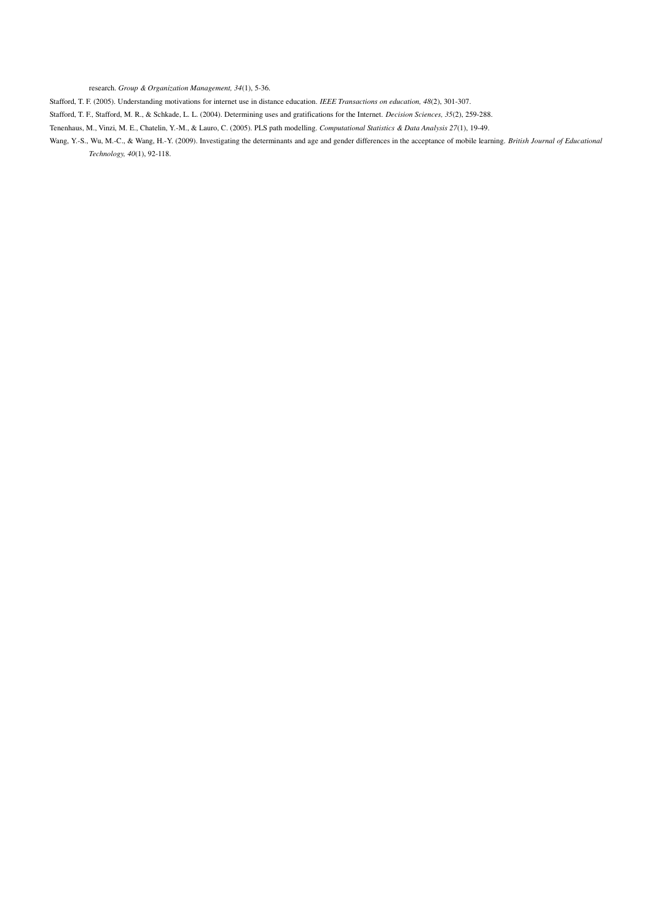research. *Group & Organization Management, 34*(1), 5-36.

Stafford, T. F. (2005). Understanding motivations for internet use in distance education. *IEEE Transactions on education, 48*(2), 301-307.

Stafford, T. F., Stafford, M. R., & Schkade, L. L. (2004). Determining uses and gratifications for the Internet. *Decision Sciences, 35*(2), 259-288.

Tenenhaus, M., Vinzi, M. E., Chatelin, Y.-M., & Lauro, C. (2005). PLS path modelling. *Computational Statistics & Data Analysis 27*(1), 19-49.

Wang, Y.-S., Wu, M.-C., & Wang, H.-Y. (2009). Investigating the determinants and age and gender differences in the acceptance of mobile learning. *British Journal of Educational Technology, 40*(1), 92-118.